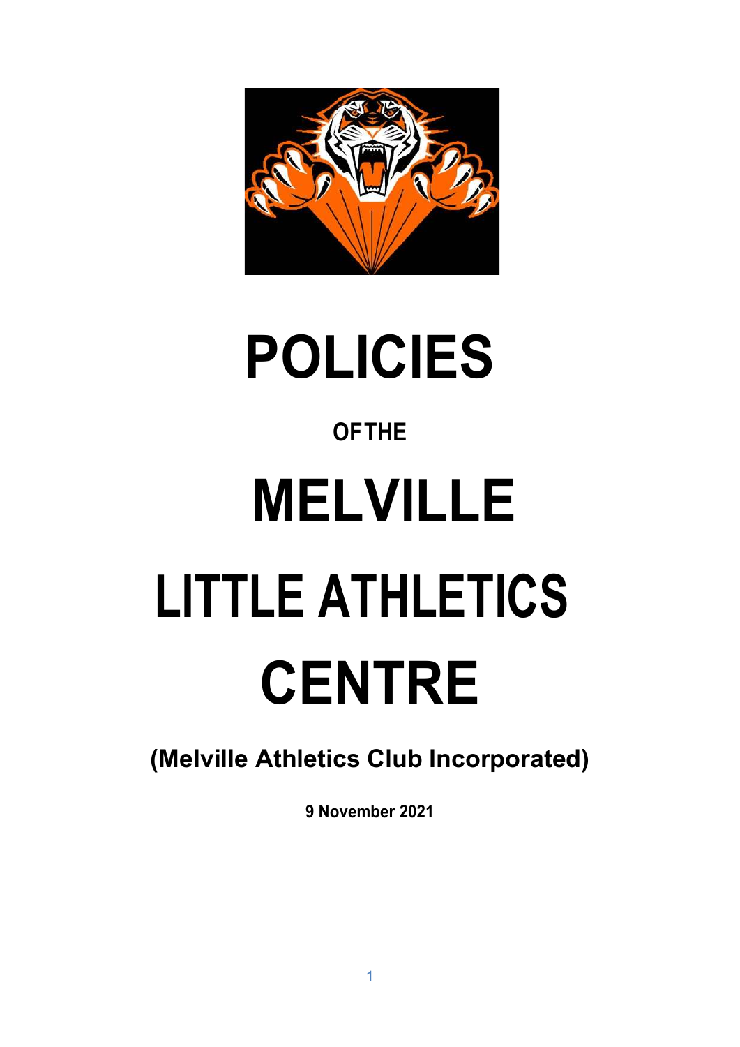# POLICIES

**OF THE**

# MELVILLE

# LITTLE ATHLETICS

# CENTRE

**(Melville Athletics Club Incorporated)**

**9 November 2021**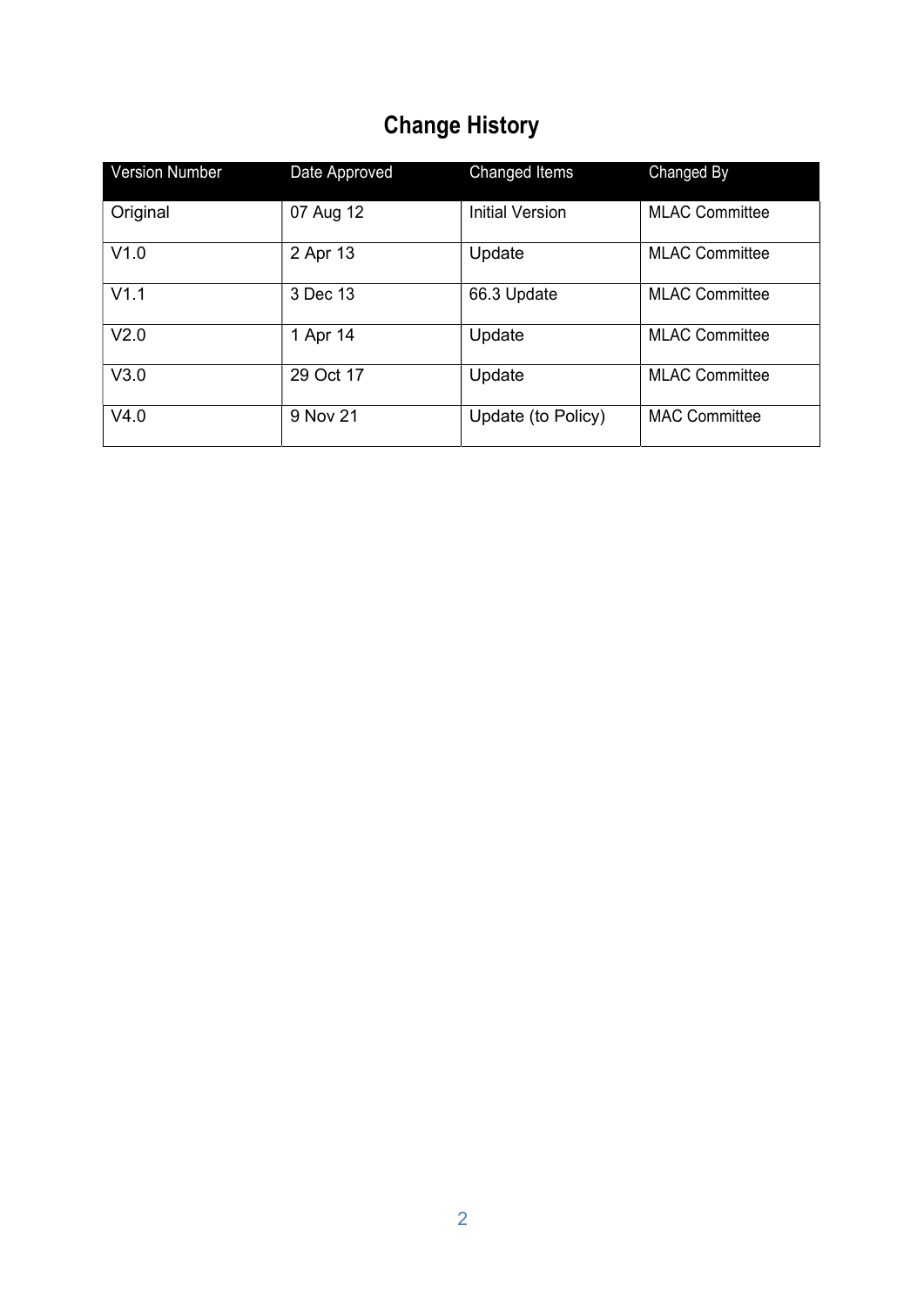# Change History

| Version Number | Date Approved | Changed Items | Changed By |
|---|---|---|---|
| Original | 07 Aug 12 | Initial Version | MLAC Committee |
| V1.0 | 2 Apr 13 | Update | MLAC Committee |
| V1.1 | 3 Dec 13 | 66.3 Update | MLAC Committee |
| V2.0 | 1 Apr 14 | Update | MLAC Committee |
| V3.0 | 29 Oct 17 | Update | MLAC Committee |
| V4.0 | 9 Nov 21 | Update (to Policy) | MAC Committee |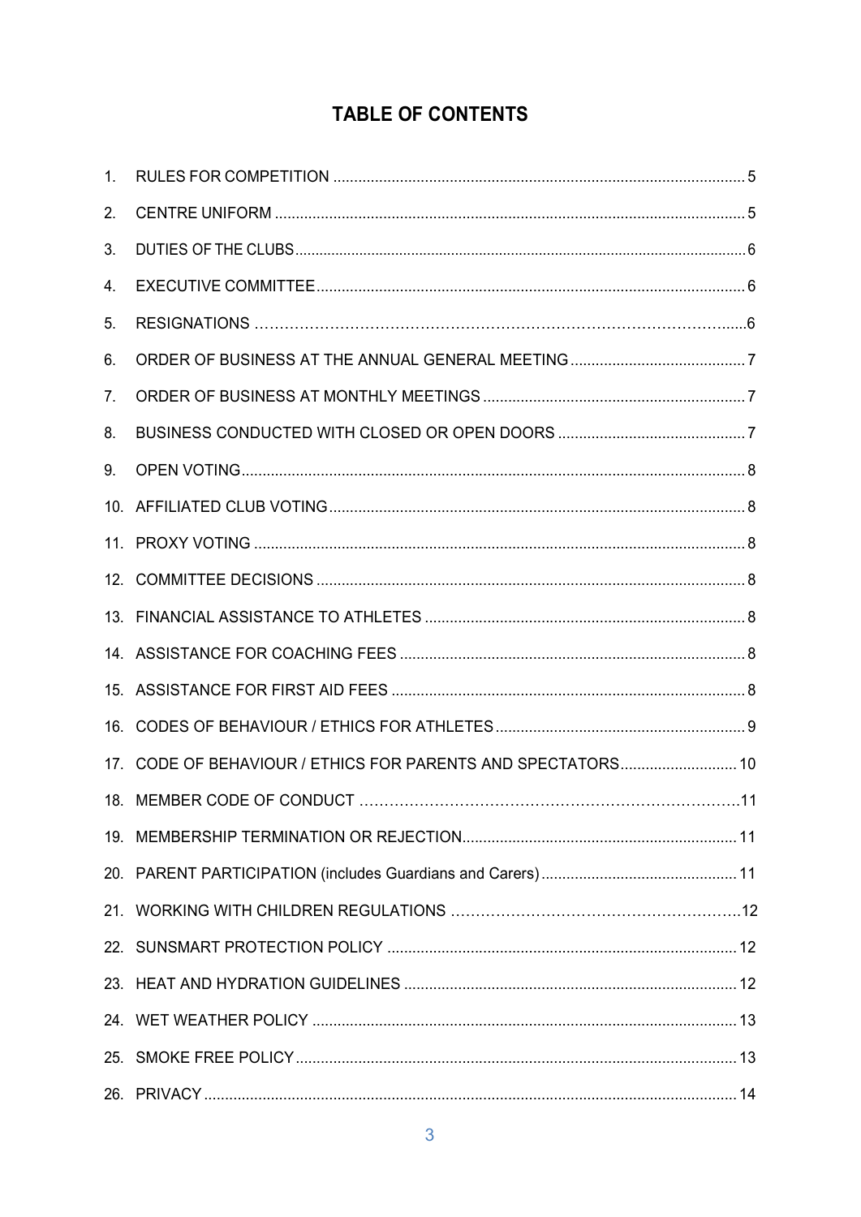# TABLE OF CONTENTS

1. RULES FOR COMPETITION .......... 5
2. CENTRE UNIFORM .......... 5
3. DUTIES OF THE CLUBS .......... 6
4. EXECUTIVE COMMITTEE .......... 6
5. RESIGNATIONS .......... 6
6. ORDER OF BUSINESS AT THE ANNUAL GENERAL MEETING .......... 7
7. ORDER OF BUSINESS AT MONTHLY MEETINGS .......... 7
8. BUSINESS CONDUCTED WITH CLOSED OR OPEN DOORS .......... 7
9. OPEN VOTING .......... 8
10. AFFILIATED CLUB VOTING .......... 8
11. PROXY VOTING .......... 8
12. COMMITTEE DECISIONS .......... 8
13. FINANCIAL ASSISTANCE TO ATHLETES .......... 8
14. ASSISTANCE FOR COACHING FEES .......... 8
15. ASSISTANCE FOR FIRST AID FEES .......... 8
16. CODES OF BEHAVIOUR / ETHICS FOR ATHLETES .......... 9
17. CODE OF BEHAVIOUR / ETHICS FOR PARENTS AND SPECTATORS .......... 10
18. MEMBER CODE OF CONDUCT .......... 11
19. MEMBERSHIP TERMINATION OR REJECTION .......... 11
20. PARENT PARTICIPATION (includes Guardians and Carers) .......... 11
21. WORKING WITH CHILDREN REGULATIONS .......... 12
22. SUNSMART PROTECTION POLICY .......... 12
23. HEAT AND HYDRATION GUIDELINES .......... 12
24. WET WEATHER POLICY .......... 13
25. SMOKE FREE POLICY .......... 13
26. PRIVACY .......... 14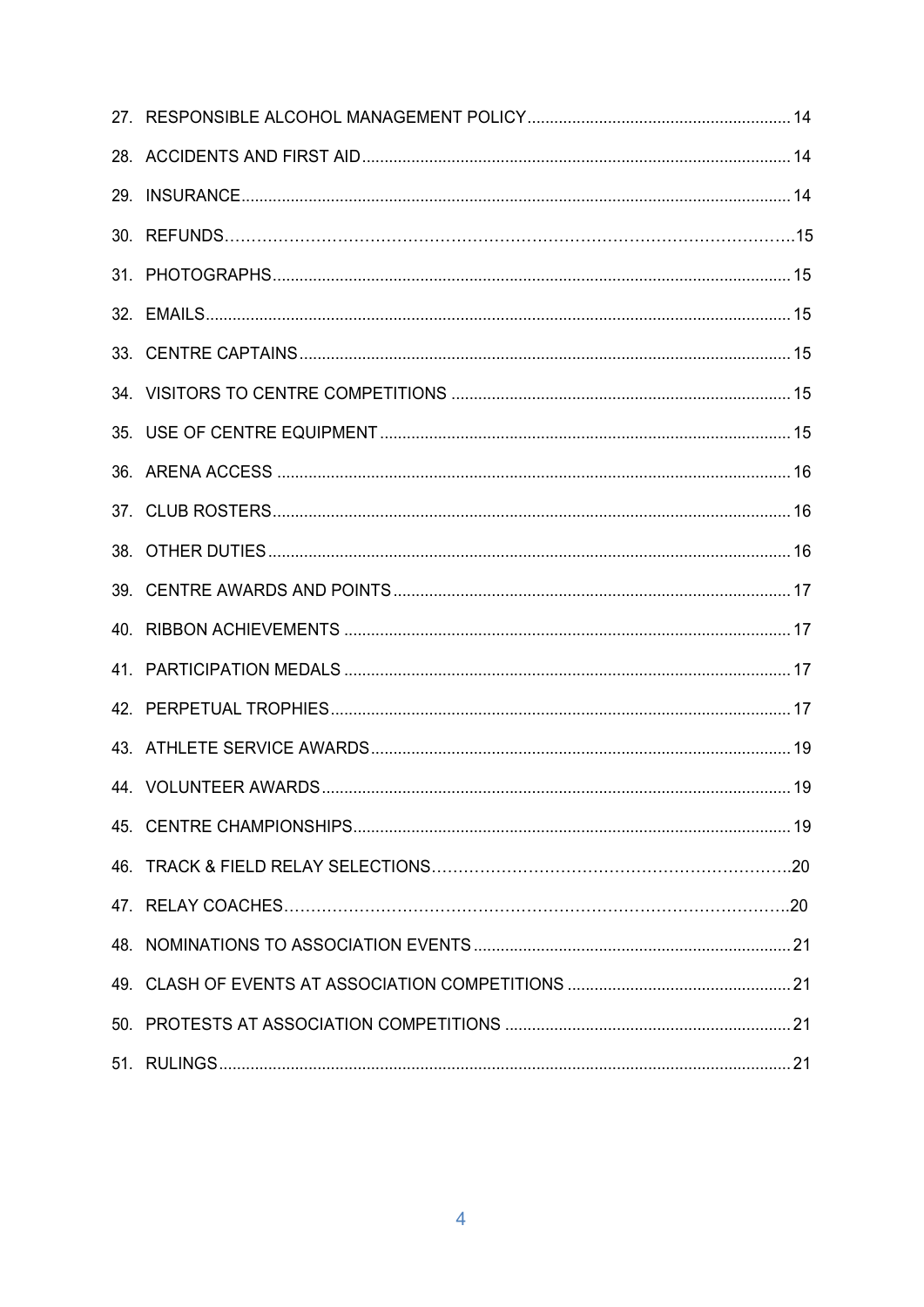27. RESPONSIBLE ALCOHOL MANAGEMENT POLICY .......... 14
28. ACCIDENTS AND FIRST AID .......... 14
29. INSURANCE .......... 14
30. REFUNDS .......... 15
31. PHOTOGRAPHS .......... 15
32. EMAILS .......... 15
33. CENTRE CAPTAINS .......... 15
34. VISITORS TO CENTRE COMPETITIONS .......... 15
35. USE OF CENTRE EQUIPMENT .......... 15
36. ARENA ACCESS .......... 16
37. CLUB ROSTERS .......... 16
38. OTHER DUTIES .......... 16
39. CENTRE AWARDS AND POINTS .......... 17
40. RIBBON ACHIEVEMENTS .......... 17
41. PARTICIPATION MEDALS .......... 17
42. PERPETUAL TROPHIES .......... 17
43. ATHLETE SERVICE AWARDS .......... 19
44. VOLUNTEER AWARDS .......... 19
45. CENTRE CHAMPIONSHIPS .......... 19
46. TRACK & FIELD RELAY SELECTIONS .......... 20
47. RELAY COACHES .......... 20
48. NOMINATIONS TO ASSOCIATION EVENTS .......... 21
49. CLASH OF EVENTS AT ASSOCIATION COMPETITIONS .......... 21
50. PROTESTS AT ASSOCIATION COMPETITIONS .......... 21
51. RULINGS .......... 21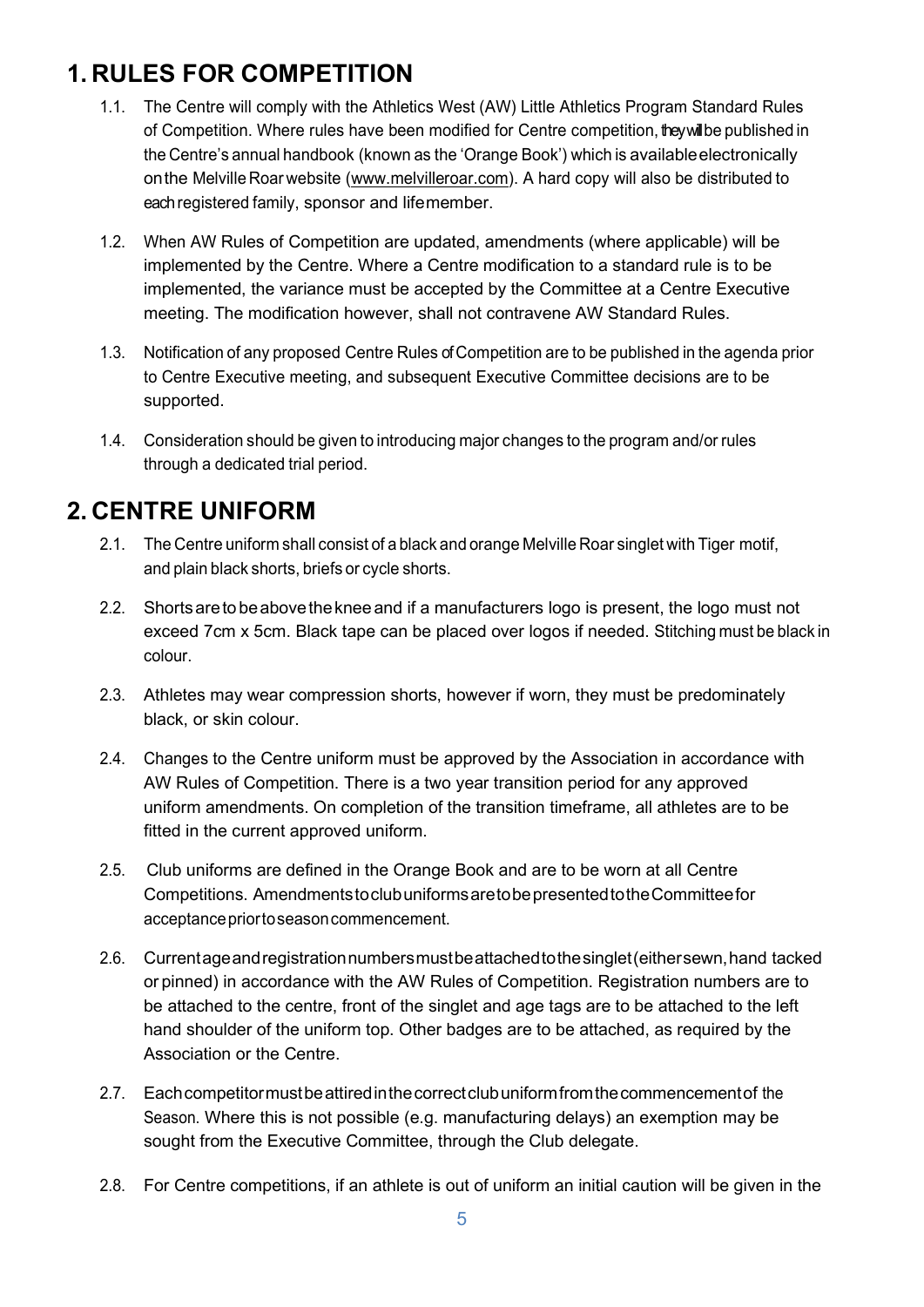# 1. RULES FOR COMPETITION

1.1. The Centre will comply with the Athletics West (AW) Little Athletics Program Standard Rules of Competition. Where rules have been modified for Centre competition, they will be published in the Centre's annual handbook (known as the 'Orange Book') which is available electronically on the Melville Roar website (www.melvilleroar.com). A hard copy will also be distributed to each registered family, sponsor and life member.

1.2. When AW Rules of Competition are updated, amendments (where applicable) will be implemented by the Centre. Where a Centre modification to a standard rule is to be implemented, the variance must be accepted by the Committee at a Centre Executive meeting. The modification however, shall not contravene AW Standard Rules.

1.3. Notification of any proposed Centre Rules of Competition are to be published in the agenda prior to Centre Executive meeting, and subsequent Executive Committee decisions are to be supported.

1.4. Consideration should be given to introducing major changes to the program and/or rules through a dedicated trial period.

# 2. CENTRE UNIFORM

2.1. The Centre uniform shall consist of a black and orange Melville Roar singlet with Tiger motif, and plain black shorts, briefs or cycle shorts.

2.2. Shorts are to be above the knee and if a manufacturers logo is present, the logo must not exceed 7cm x 5cm. Black tape can be placed over logos if needed. Stitching must be black in colour.

2.3. Athletes may wear compression shorts, however if worn, they must be predominately black, or skin colour.

2.4. Changes to the Centre uniform must be approved by the Association in accordance with AW Rules of Competition. There is a two year transition period for any approved uniform amendments. On completion of the transition timeframe, all athletes are to be fitted in the current approved uniform.

2.5. Club uniforms are defined in the Orange Book and are to be worn at all Centre Competitions. Amendments to club uniforms are to be presented to the Committee for acceptance prior to season commencement.

2.6. Current age and registration numbers must be attached to the singlet (either sewn, hand tacked or pinned) in accordance with the AW Rules of Competition. Registration numbers are to be attached to the centre, front of the singlet and age tags are to be attached to the left hand shoulder of the uniform top. Other badges are to be attached, as required by the Association or the Centre.

2.7. Each competitor must be attired in the correct club uniform from the commencement of the Season. Where this is not possible (e.g. manufacturing delays) an exemption may be sought from the Executive Committee, through the Club delegate.

2.8. For Centre competitions, if an athlete is out of uniform an initial caution will be given in the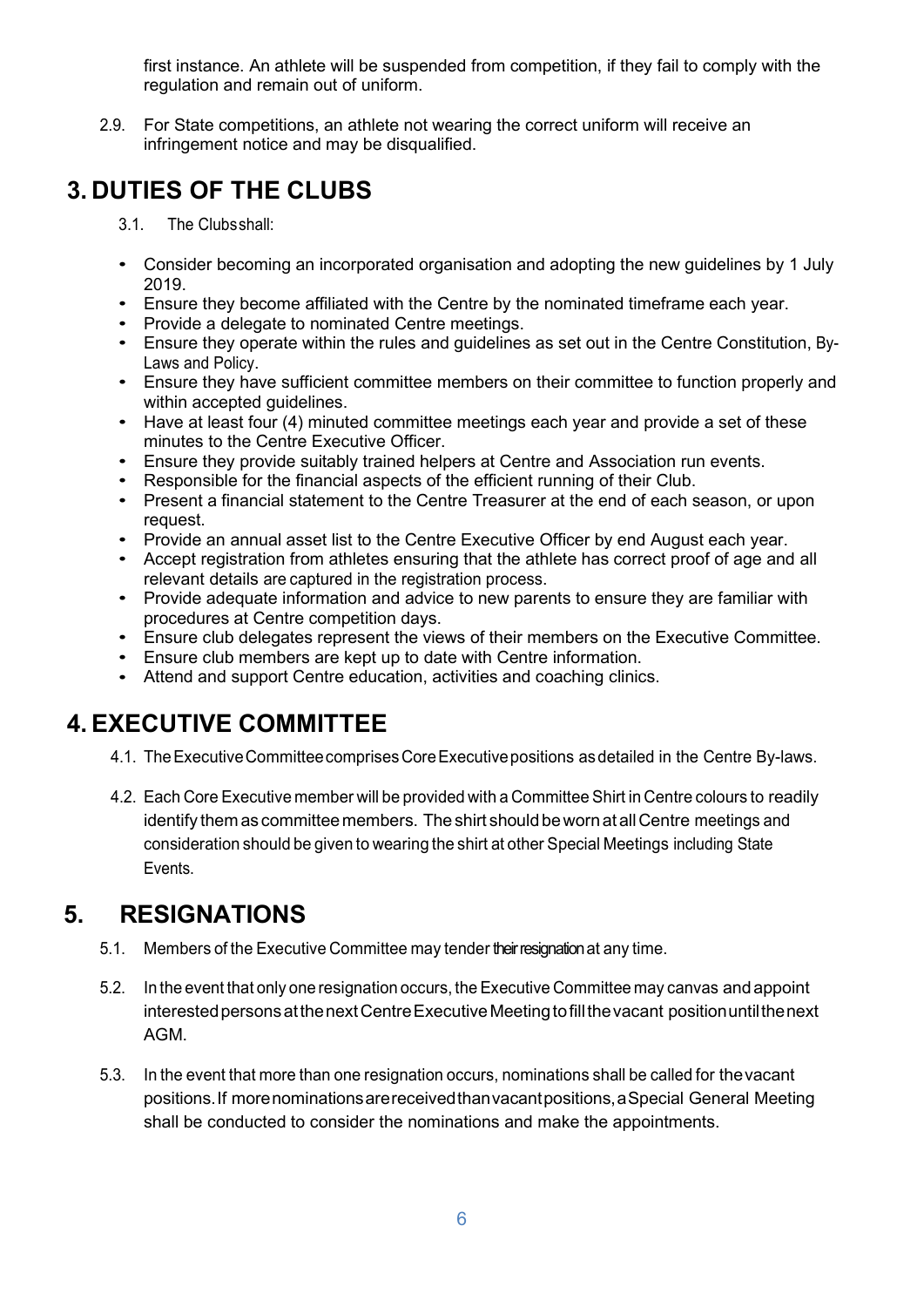first instance. An athlete will be suspended from competition, if they fail to comply with the regulation and remain out of uniform.

2.9. For State competitions, an athlete not wearing the correct uniform will receive an infringement notice and may be disqualified.

# 3. DUTIES OF THE CLUBS

3.1. The Clubs shall:

- Consider becoming an incorporated organisation and adopting the new guidelines by 1 July 2019.
- Ensure they become affiliated with the Centre by the nominated timeframe each year.
- Provide a delegate to nominated Centre meetings.
- Ensure they operate within the rules and guidelines as set out in the Centre Constitution, By-Laws and Policy.
- Ensure they have sufficient committee members on their committee to function properly and within accepted guidelines.
- Have at least four (4) minuted committee meetings each year and provide a set of these minutes to the Centre Executive Officer.
- Ensure they provide suitably trained helpers at Centre and Association run events.
- Responsible for the financial aspects of the efficient running of their Club.
- Present a financial statement to the Centre Treasurer at the end of each season, or upon request.
- Provide an annual asset list to the Centre Executive Officer by end August each year.
- Accept registration from athletes ensuring that the athlete has correct proof of age and all relevant details are captured in the registration process.
- Provide adequate information and advice to new parents to ensure they are familiar with procedures at Centre competition days.
- Ensure club delegates represent the views of their members on the Executive Committee.
- Ensure club members are kept up to date with Centre information.
- Attend and support Centre education, activities and coaching clinics.

# 4. EXECUTIVE COMMITTEE

4.1. The Executive Committee comprises Core Executive positions as detailed in the Centre By-laws.

4.2. Each Core Executive member will be provided with a Committee Shirt in Centre colours to readily identify them as committee members. The shirt should be worn at all Centre meetings and consideration should be given to wearing the shirt at other Special Meetings including State Events.

# 5. RESIGNATIONS

5.1. Members of the Executive Committee may tender their resignation at any time.

5.2. In the event that only one resignation occurs, the Executive Committee may canvas and appoint interested persons at the next Centre Executive Meeting to fill the vacant position until the next AGM.

5.3. In the event that more than one resignation occurs, nominations shall be called for the vacant positions. If more nominations are received than vacant positions, a Special General Meeting shall be conducted to consider the nominations and make the appointments.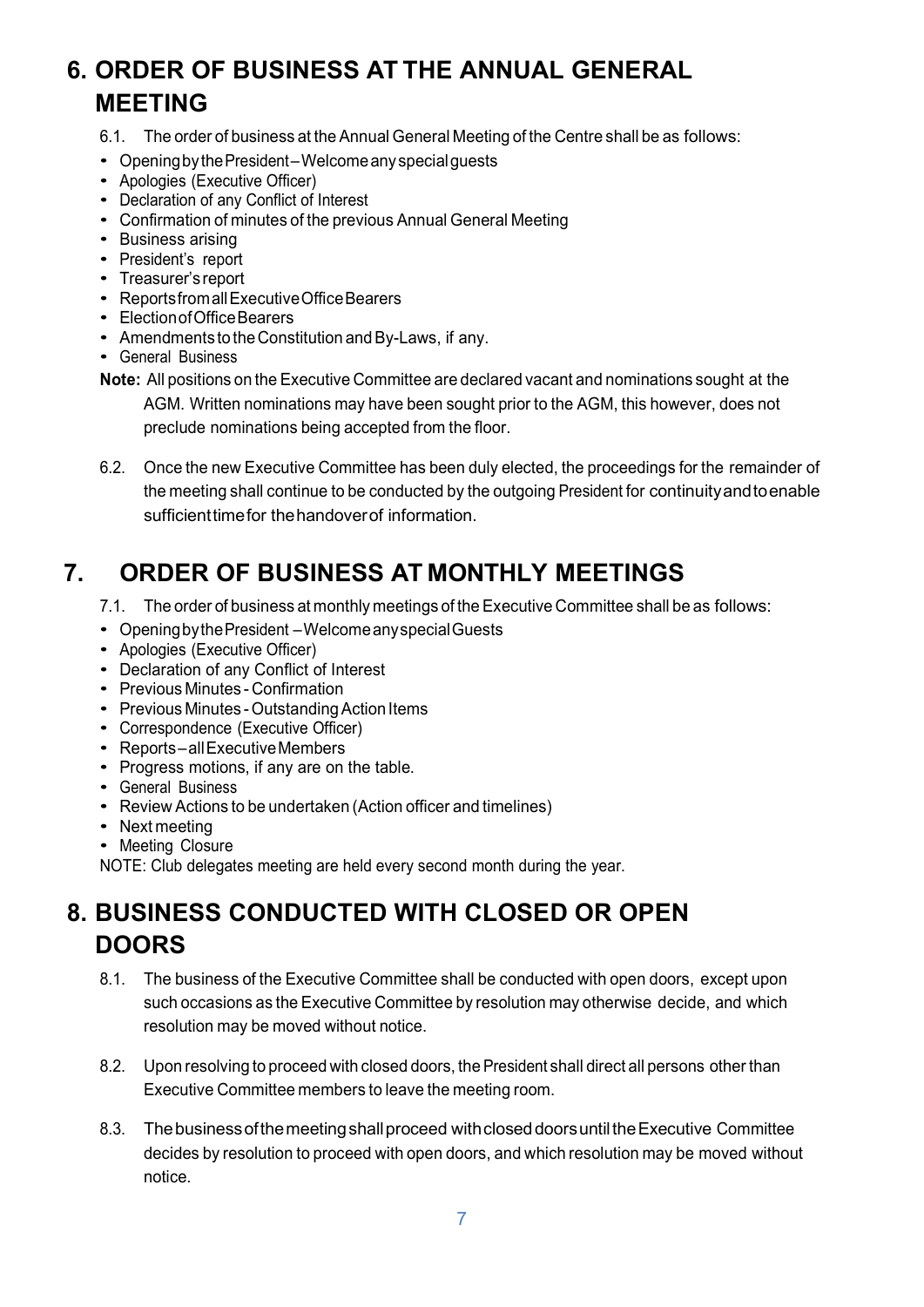## 6. ORDER OF BUSINESS AT THE ANNUAL GENERAL MEETING

6.1. The order of business at the Annual General Meeting of the Centre shall be as follows:

- Opening by the President – Welcome any special guests
- Apologies (Executive Officer)
- Declaration of any Conflict of Interest
- Confirmation of minutes of the previous Annual General Meeting
- Business arising
- President's report
- Treasurer's report
- Reports from all Executive Office Bearers
- Election of Office Bearers
- Amendments to the Constitution and By-Laws, if any.
- General Business

**Note:** All positions on the Executive Committee are declared vacant and nominations sought at the AGM. Written nominations may have been sought prior to the AGM, this however, does not preclude nominations being accepted from the floor.

6.2. Once the new Executive Committee has been duly elected, the proceedings for the remainder of the meeting shall continue to be conducted by the outgoing President for continuity and to enable sufficient time for the handover of information.

## 7. ORDER OF BUSINESS AT MONTHLY MEETINGS

7.1. The order of business at monthly meetings of the Executive Committee shall be as follows:

- Opening by the President – Welcome any special Guests
- Apologies (Executive Officer)
- Declaration of any Conflict of Interest
- Previous Minutes - Confirmation
- Previous Minutes - Outstanding Action Items
- Correspondence (Executive Officer)
- Reports – all Executive Members
- Progress motions, if any are on the table.
- General Business
- Review Actions to be undertaken (Action officer and timelines)
- Next meeting
- Meeting Closure

NOTE: Club delegates meeting are held every second month during the year.

## 8. BUSINESS CONDUCTED WITH CLOSED OR OPEN DOORS

8.1. The business of the Executive Committee shall be conducted with open doors, except upon such occasions as the Executive Committee by resolution may otherwise decide, and which resolution may be moved without notice.

8.2. Upon resolving to proceed with closed doors, the President shall direct all persons other than Executive Committee members to leave the meeting room.

8.3. The business of the meeting shall proceed with closed doors until the Executive Committee decides by resolution to proceed with open doors, and which resolution may be moved without notice.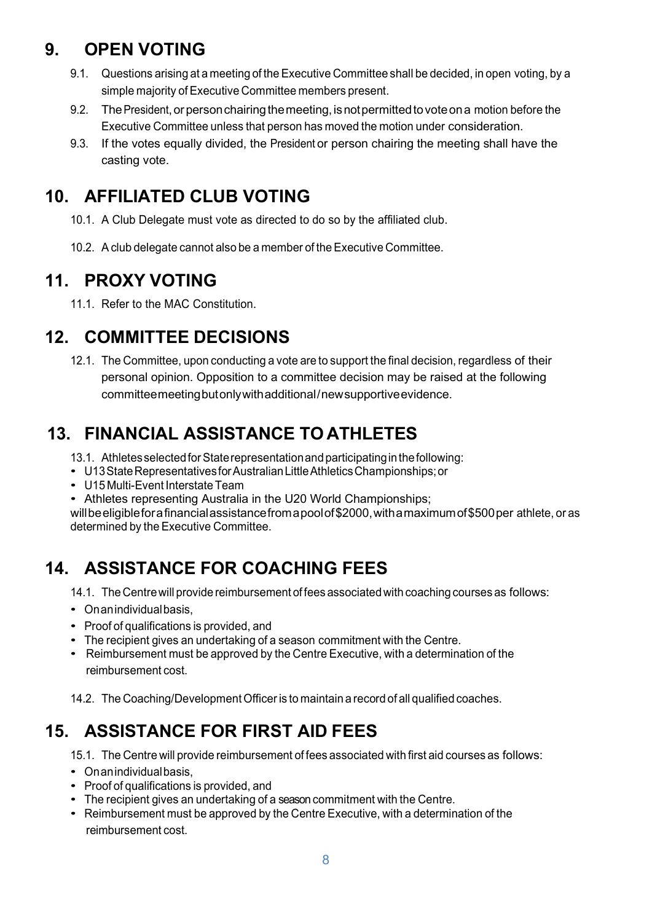## 9. OPEN VOTING

9.1. Questions arising at a meeting of the Executive Committee shall be decided, in open voting, by a simple majority of Executive Committee members present.

9.2. The President, or person chairing the meeting, is not permitted to vote on a motion before the Executive Committee unless that person has moved the motion under consideration.

9.3. If the votes equally divided, the President or person chairing the meeting shall have the casting vote.

## 10. AFFILIATED CLUB VOTING

10.1. A Club Delegate must vote as directed to do so by the affiliated club.

10.2. A club delegate cannot also be a member of the Executive Committee.

## 11. PROXY VOTING

11.1. Refer to the MAC Constitution.

## 12. COMMITTEE DECISIONS

12.1. The Committee, upon conducting a vote are to support the final decision, regardless of their personal opinion. Opposition to a committee decision may be raised at the following committee meeting but only with additional/new supportive evidence.

## 13. FINANCIAL ASSISTANCE TO ATHLETES

13.1. Athletes selected for State representation and participating in the following:

- U13 State Representatives for Australian Little Athletics Championships; or
- U15 Multi-Event Interstate Team
- Athletes representing Australia in the U20 World Championships;

will be eligible for a financial assistance from a pool of $2000, with a maximum of $500 per athlete, or as determined by the Executive Committee.

## 14. ASSISTANCE FOR COACHING FEES

14.1. The Centre will provide reimbursement of fees associated with coaching courses as follows:

- On an individual basis,
- Proof of qualifications is provided, and
- The recipient gives an undertaking of a season commitment with the Centre.
- Reimbursement must be approved by the Centre Executive, with a determination of the reimbursement cost.

14.2. The Coaching/Development Officer is to maintain a record of all qualified coaches.

## 15. ASSISTANCE FOR FIRST AID FEES

15.1. The Centre will provide reimbursement of fees associated with first aid courses as follows:

- On an individual basis,
- Proof of qualifications is provided, and
- The recipient gives an undertaking of a season commitment with the Centre.
- Reimbursement must be approved by the Centre Executive, with a determination of the reimbursement cost.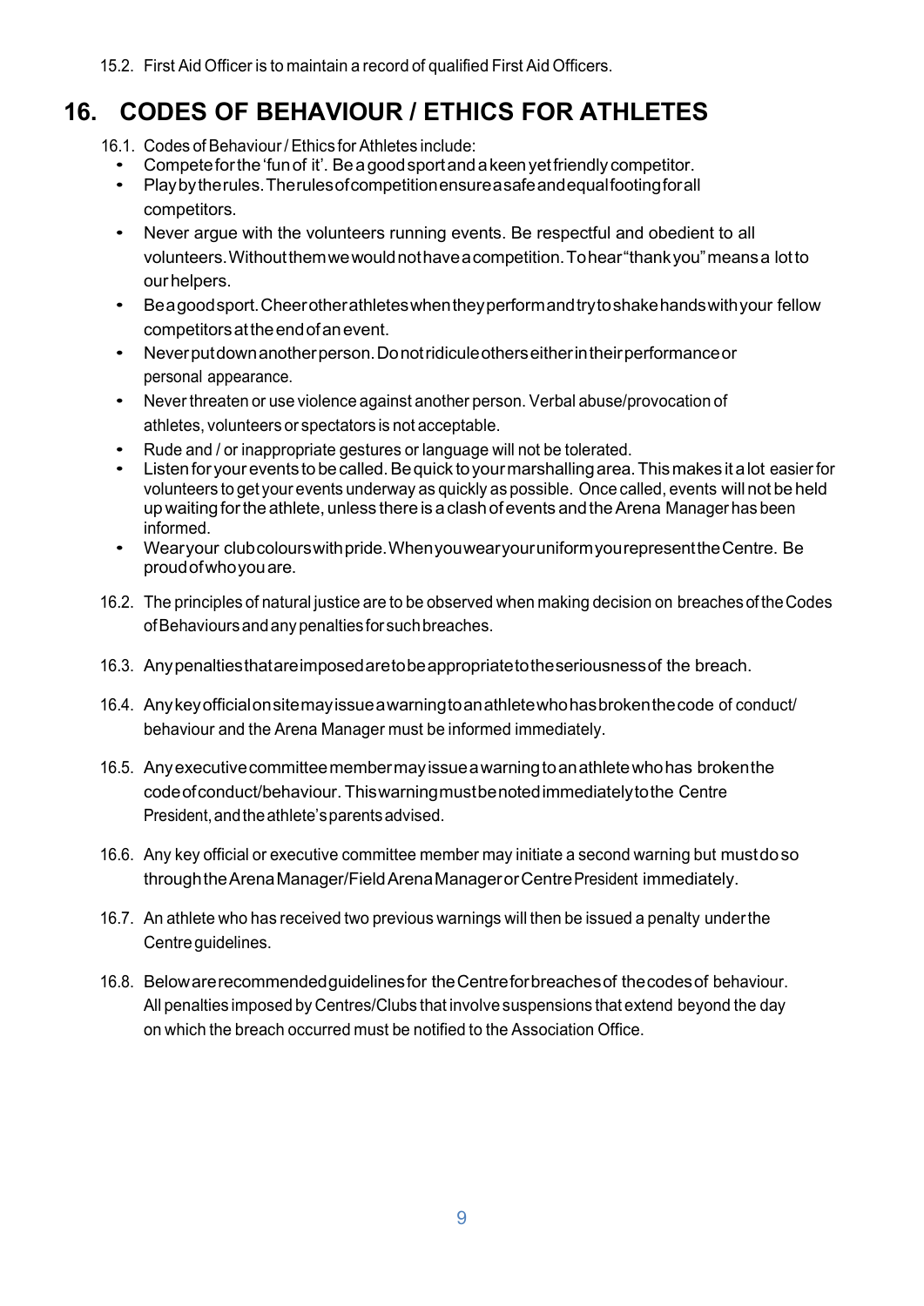15.2. First Aid Officer is to maintain a record of qualified First Aid Officers.

# 16. CODES OF BEHAVIOUR / ETHICS FOR ATHLETES

16.1. Codes of Behaviour / Ethics for Athletes include:

- Compete for the 'fun of it'. Be a good sport and a keen yet friendly competitor.
- Play by the rules. The rules of competition ensure a safe and equal footing for all competitors.
- Never argue with the volunteers running events. Be respectful and obedient to all volunteers. Without them we would not have a competition. To hear "thank you" means a lot to our helpers.
- Be a good sport. Cheer other athletes when they perform and try to shake hands with your fellow competitors at the end of an event.
- Never put down another person. Do not ridicule others either in their performance or personal appearance.
- Never threaten or use violence against another person. Verbal abuse/provocation of athletes, volunteers or spectators is not acceptable.
- Rude and / or inappropriate gestures or language will not be tolerated.
- Listen for your events to be called. Be quick to your marshalling area. This makes it a lot easier for volunteers to get your events underway as quickly as possible. Once called, events will not be held up waiting for the athlete, unless there is a clash of events and the Arena Manager has been informed.
- Wear your club colours with pride. When you wear your uniform you represent the Centre. Be proud of who you are.

16.2. The principles of natural justice are to be observed when making decision on breaches of the Codes of Behaviours and any penalties for such breaches.

16.3. Any penalties that are imposed are to be appropriate to the seriousness of the breach.

16.4. Any key official on site may issue a warning to an athlete who has broken the code of conduct/ behaviour and the Arena Manager must be informed immediately.

16.5. Any executive committee member may issue a warning to an athlete who has broken the code of conduct/behaviour. This warning must be noted immediately to the Centre President, and the athlete's parents advised.

16.6. Any key official or executive committee member may initiate a second warning but must do so through the Arena Manager/Field Arena Manager or Centre President immediately.

16.7. An athlete who has received two previous warnings will then be issued a penalty under the Centre guidelines.

16.8. Below are recommended guidelines for the Centre for breaches of the codes of behaviour. All penalties imposed by Centres/Clubs that involve suspensions that extend beyond the day on which the breach occurred must be notified to the Association Office.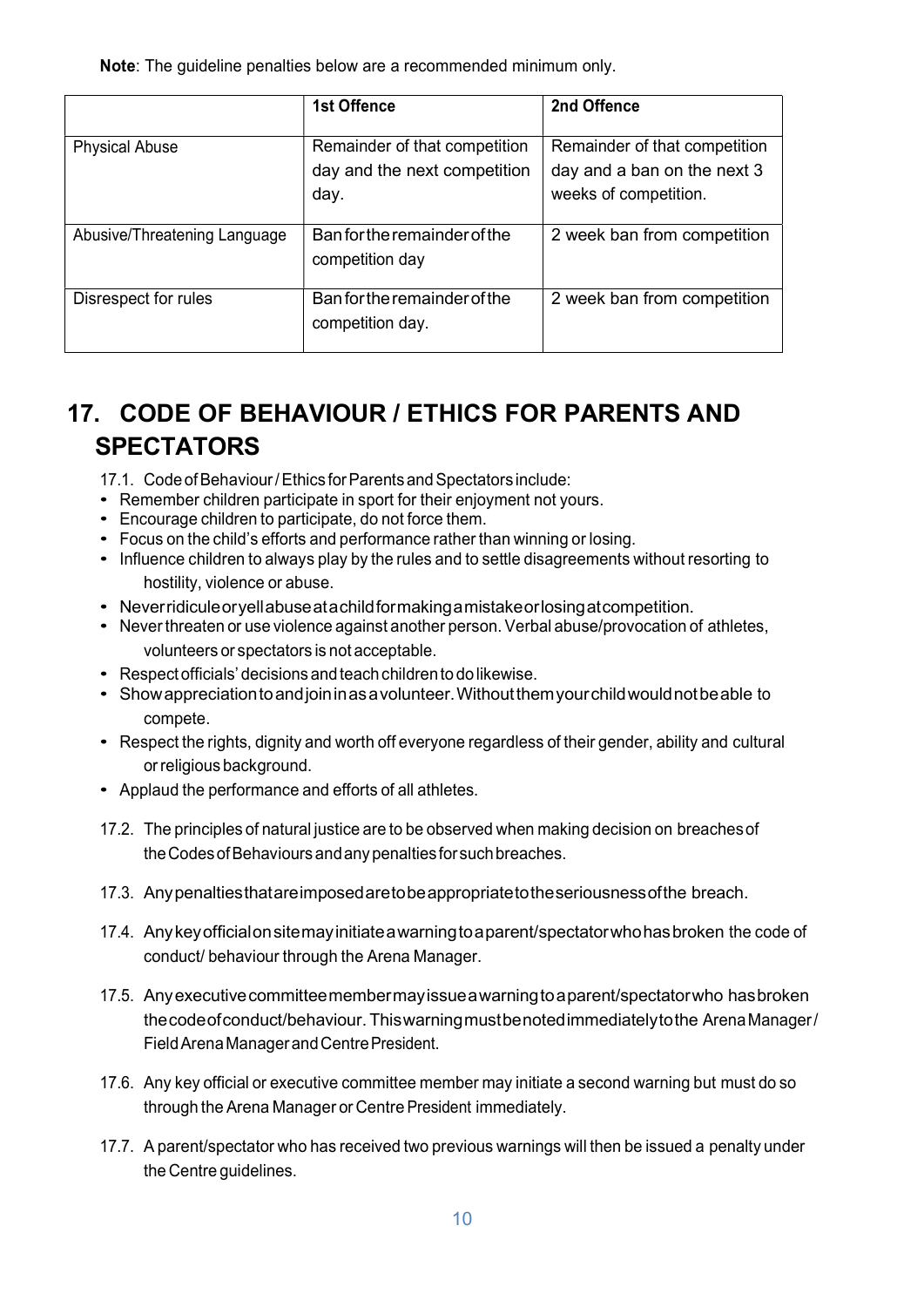**Note**: The guideline penalties below are a recommended minimum only.

| | 1st Offence | 2nd Offence |
|---|---|---|
| Physical Abuse | Remainder of that competition day and the next competition day. | Remainder of that competition day and a ban on the next 3 weeks of competition. |
| Abusive/Threatening Language | Ban for the remainder of the competition day | 2 week ban from competition |
| Disrespect for rules | Ban for the remainder of the competition day. | 2 week ban from competition |

## 17. CODE OF BEHAVIOUR / ETHICS FOR PARENTS AND SPECTATORS

17.1. Code of Behaviour / Ethics for Parents and Spectators include:

- Remember children participate in sport for their enjoyment not yours.
- Encourage children to participate, do not force them.
- Focus on the child's efforts and performance rather than winning or losing.
- Influence children to always play by the rules and to settle disagreements without resorting to hostility, violence or abuse.
- Never ridicule or yell abuse at a child for making a mistake or losing at competition.
- Never threaten or use violence against another person. Verbal abuse/provocation of athletes, volunteers or spectators is not acceptable.
- Respect officials' decisions and teach children to do likewise.
- Show appreciation to and join in as a volunteer. Without them your child would not be able to compete.
- Respect the rights, dignity and worth off everyone regardless of their gender, ability and cultural or religious background.
- Applaud the performance and efforts of all athletes.

17.2. The principles of natural justice are to be observed when making decision on breaches of the Codes of Behaviours and any penalties for such breaches.

17.3. Any penalties that are imposed are to be appropriate to the seriousness of the breach.

17.4. Any key official on site may initiate a warning to a parent/spectator who has broken the code of conduct/ behaviour through the Arena Manager.

17.5. Any executive committee member may issue a warning to a parent/spectator who has broken the code of conduct/behaviour. This warning must be noted immediately to the Arena Manager / Field Arena Manager and Centre President.

17.6. Any key official or executive committee member may initiate a second warning but must do so through the Arena Manager or Centre President immediately.

17.7. A parent/spectator who has received two previous warnings will then be issued a penalty under the Centre guidelines.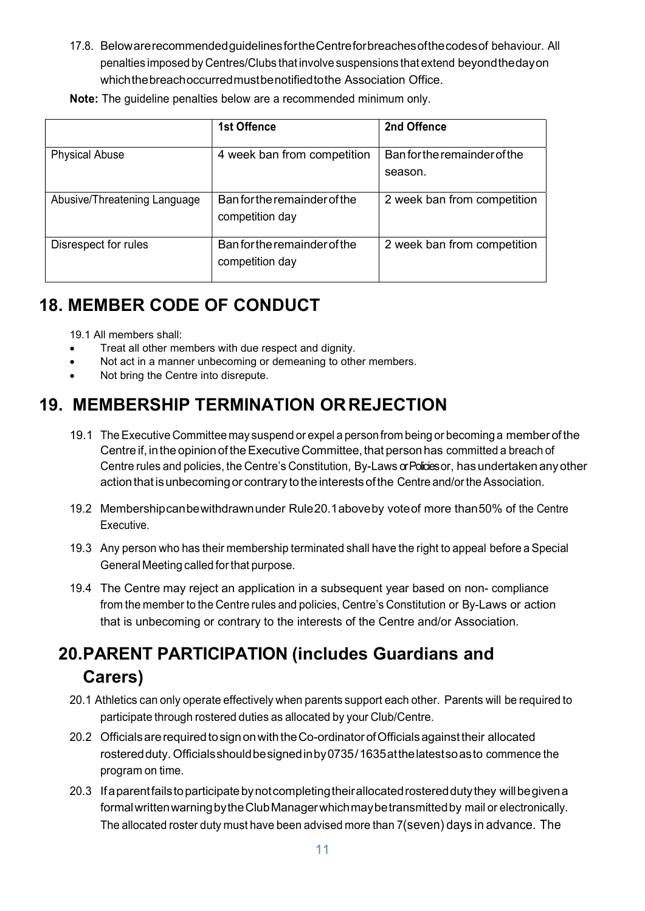17.8. Below are recommended guidelines for the Centre for breaches of the codes of behaviour. All penalties imposed by Centres/Clubs that involve suspensions that extend beyond the day on which the breach occurred must be notified to the Association Office.

**Note:** The guideline penalties below are a recommended minimum only.

| | 1st Offence | 2nd Offence |
|---|---|---|
| Physical Abuse | 4 week ban from competition | Ban for the remainder of the season. |
| Abusive/Threatening Language | Ban for the remainder of the competition day | 2 week ban from competition |
| Disrespect for rules | Ban for the remainder of the competition day | 2 week ban from competition |

## 18. MEMBER CODE OF CONDUCT

19.1 All members shall:

- Treat all other members with due respect and dignity.
- Not act in a manner unbecoming or demeaning to other members.
- Not bring the Centre into disrepute.

## 19. MEMBERSHIP TERMINATION OR REJECTION

19.1 The Executive Committee may suspend or expel a person from being or becoming a member of the Centre if, in the opinion of the Executive Committee, that person has committed a breach of Centre rules and policies, the Centre's Constitution, By-Laws or Policies or, has undertaken any other action that is unbecoming or contrary to the interests of the Centre and/or the Association.

19.2 Membership can be withdrawn under Rule 20.1 above by vote of more than 50% of the Centre Executive.

19.3 Any person who has their membership terminated shall have the right to appeal before a Special General Meeting called for that purpose.

19.4 The Centre may reject an application in a subsequent year based on non- compliance from the member to the Centre rules and policies, Centre's Constitution or By-Laws or action that is unbecoming or contrary to the interests of the Centre and/or Association.

## 20. PARENT PARTICIPATION (includes Guardians and Carers)

20.1 Athletics can only operate effectively when parents support each other. Parents will be required to participate through rostered duties as allocated by your Club/Centre.

20.2 Officials are required to sign on with the Co-ordinator of Officials against their allocated rostered duty. Officials should be signed in by 0735/1635 at the latest so as to commence the program on time.

20.3 If a parent fails to participate by not completing their allocated rostered duty they will be given a formal written warning by the Club Manager which may be transmitted by mail or electronically. The allocated roster duty must have been advised more than 7(seven) days in advance. The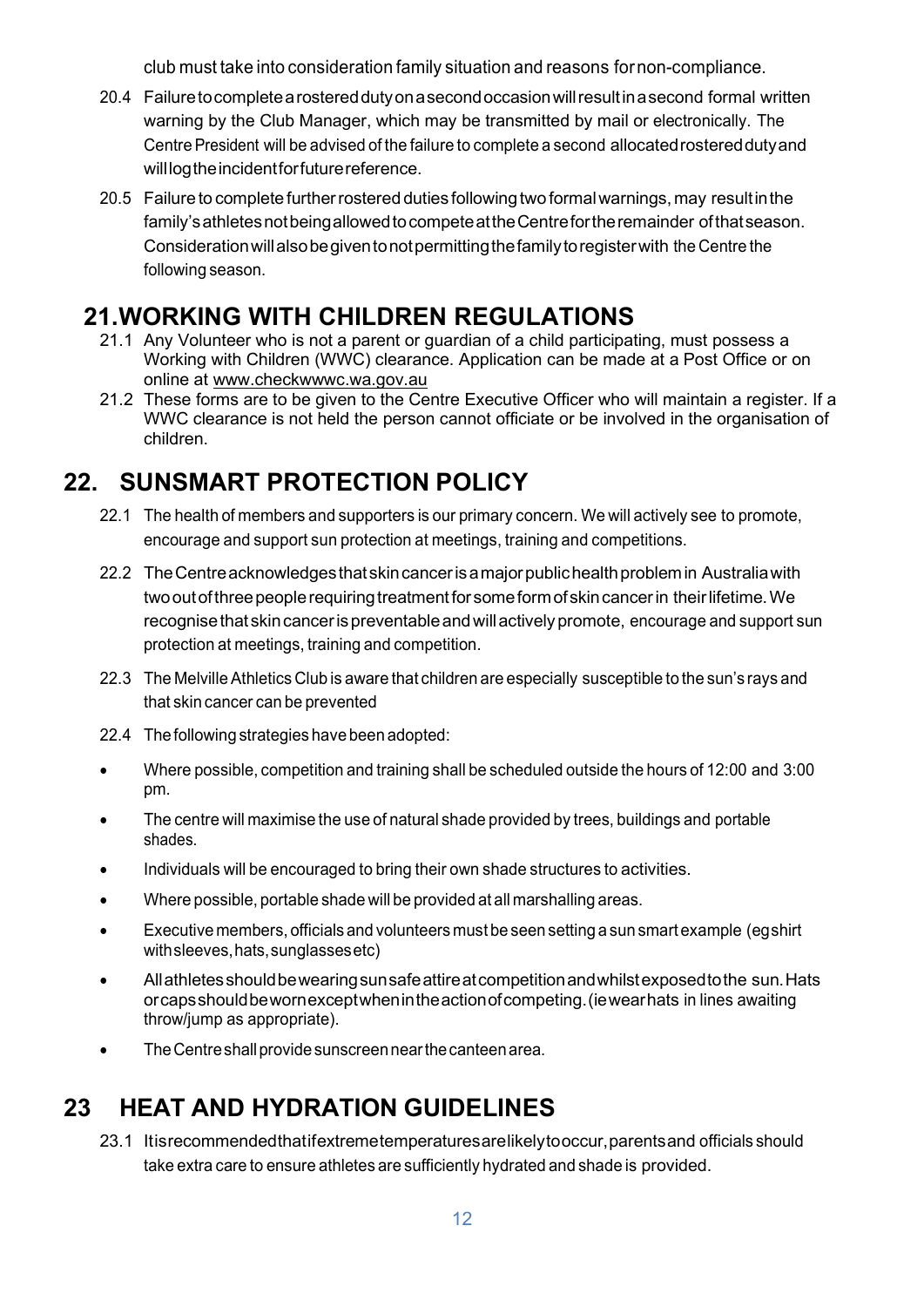club must take into consideration family situation and reasons for non-compliance.

20.4 Failure to complete a rostered duty on a second occasion will result in a second formal written warning by the Club Manager, which may be transmitted by mail or electronically. The Centre President will be advised of the failure to complete a second allocated rostered duty and will log the incident for future reference.

20.5 Failure to complete further rostered duties following two formal warnings, may result in the family's athletes not being allowed to compete at the Centre for the remainder of that season. Consideration will also be given to not permitting the family to register with the Centre the following season.

## 21. WORKING WITH CHILDREN REGULATIONS

21.1 Any Volunteer who is not a parent or guardian of a child participating, must possess a Working with Children (WWC) clearance. Application can be made at a Post Office or on online at www.checkwwwc.wa.gov.au

21.2 These forms are to be given to the Centre Executive Officer who will maintain a register. If a WWC clearance is not held the person cannot officiate or be involved in the organisation of children.

## 22. SUNSMART PROTECTION POLICY

22.1 The health of members and supporters is our primary concern. We will actively see to promote, encourage and support sun protection at meetings, training and competitions.

22.2 The Centre acknowledges that skin cancer is a major public health problem in Australia with two out of three people requiring treatment for some form of skin cancer in their lifetime. We recognise that skin cancer is preventable and will actively promote, encourage and support sun protection at meetings, training and competition.

22.3 The Melville Athletics Club is aware that children are especially susceptible to the sun's rays and that skin cancer can be prevented

22.4 The following strategies have been adopted:

- Where possible, competition and training shall be scheduled outside the hours of 12:00 and 3:00 pm.
- The centre will maximise the use of natural shade provided by trees, buildings and portable shades.
- Individuals will be encouraged to bring their own shade structures to activities.
- Where possible, portable shade will be provided at all marshalling areas.
- Executive members, officials and volunteers must be seen setting a sun smart example (eg shirt with sleeves, hats, sunglasses etc)
- All athletes should be wearing sun safe attire at competition and whilst exposed to the sun. Hats or caps should be worn except when in the action of competing. (ie wear hats in lines awaiting throw/jump as appropriate).
- The Centre shall provide sunscreen near the canteen area.

## 23 HEAT AND HYDRATION GUIDELINES

23.1 It is recommended that if extreme temperatures are likely to occur, parents and officials should take extra care to ensure athletes are sufficiently hydrated and shade is provided.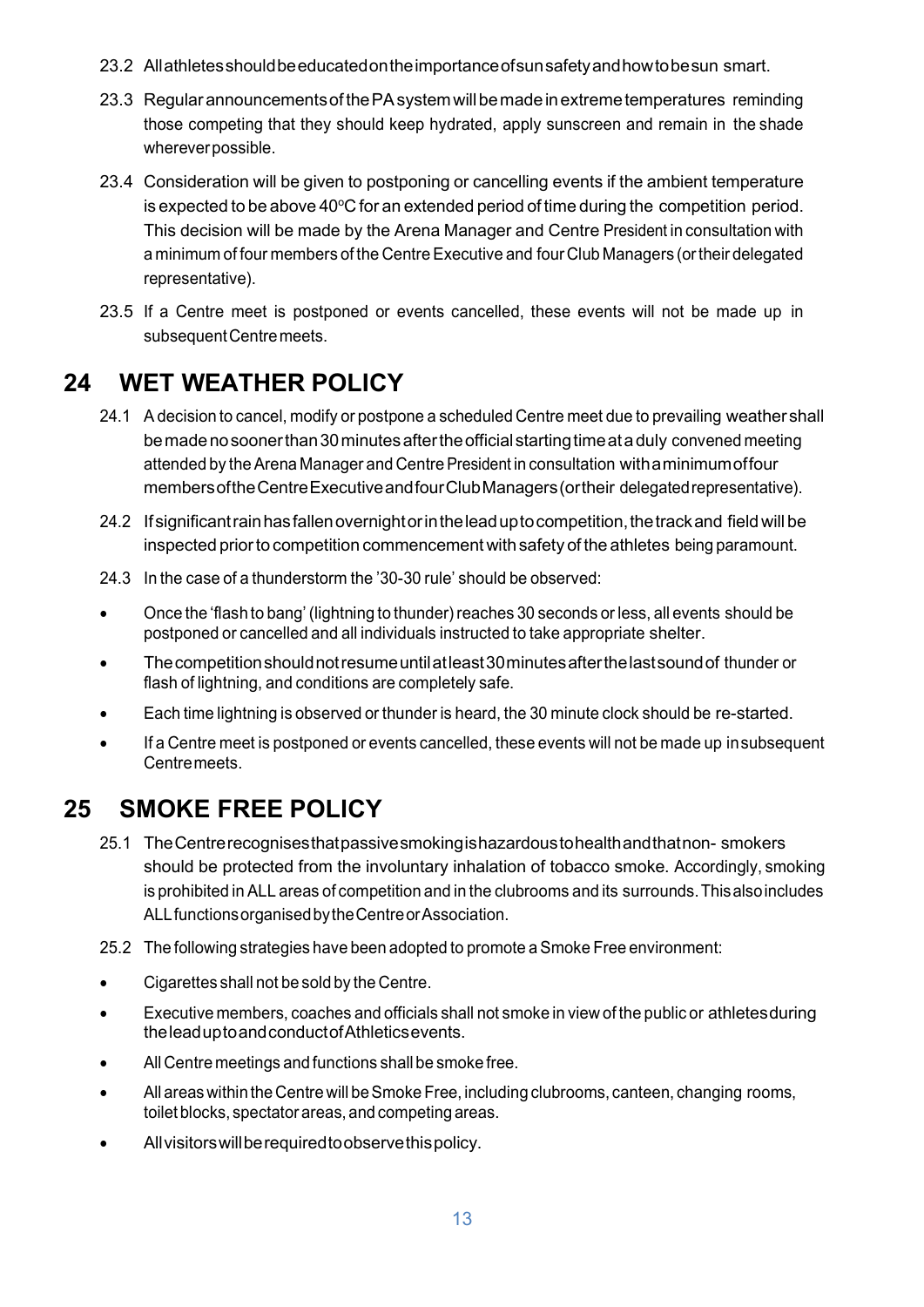23.2 All athletes should be educated on the importance of sun safety and how to be sun smart.

23.3 Regular announcements of the PA system will be made in extreme temperatures reminding those competing that they should keep hydrated, apply sunscreen and remain in the shade wherever possible.

23.4 Consideration will be given to postponing or cancelling events if the ambient temperature is expected to be above 40°C for an extended period of time during the competition period. This decision will be made by the Arena Manager and Centre President in consultation with a minimum of four members of the Centre Executive and four Club Managers (or their delegated representative).

23.5 If a Centre meet is postponed or events cancelled, these events will not be made up in subsequent Centre meets.

## 24 WET WEATHER POLICY

24.1 A decision to cancel, modify or postpone a scheduled Centre meet due to prevailing weather shall be made no sooner than 30 minutes after the official starting time at a duly convened meeting attended by the Arena Manager and Centre President in consultation with a minimum of four members of the Centre Executive and four Club Managers (or their delegated representative).

24.2 If significant rain has fallen overnight or in the lead up to competition, the track and field will be inspected prior to competition commencement with safety of the athletes being paramount.

24.3 In the case of a thunderstorm the '30-30 rule' should be observed:

- Once the 'flash to bang' (lightning to thunder) reaches 30 seconds or less, all events should be postponed or cancelled and all individuals instructed to take appropriate shelter.
- The competition should not resume until at least 30 minutes after the last sound of thunder or flash of lightning, and conditions are completely safe.
- Each time lightning is observed or thunder is heard, the 30 minute clock should be re-started.
- If a Centre meet is postponed or events cancelled, these events will not be made up in subsequent Centre meets.

## 25 SMOKE FREE POLICY

25.1 The Centre recognises that passive smoking is hazardous to health and that non- smokers should be protected from the involuntary inhalation of tobacco smoke. Accordingly, smoking is prohibited in ALL areas of competition and in the clubrooms and its surrounds. This also includes ALL functions organised by the Centre or Association.

25.2 The following strategies have been adopted to promote a Smoke Free environment:

- Cigarettes shall not be sold by the Centre.
- Executive members, coaches and officials shall not smoke in view of the public or athletes during the lead up to and conduct of Athletics events.
- All Centre meetings and functions shall be smoke free.
- All areas within the Centre will be Smoke Free, including clubrooms, canteen, changing rooms, toilet blocks, spectator areas, and competing areas.
- All visitors will be required to observe this policy.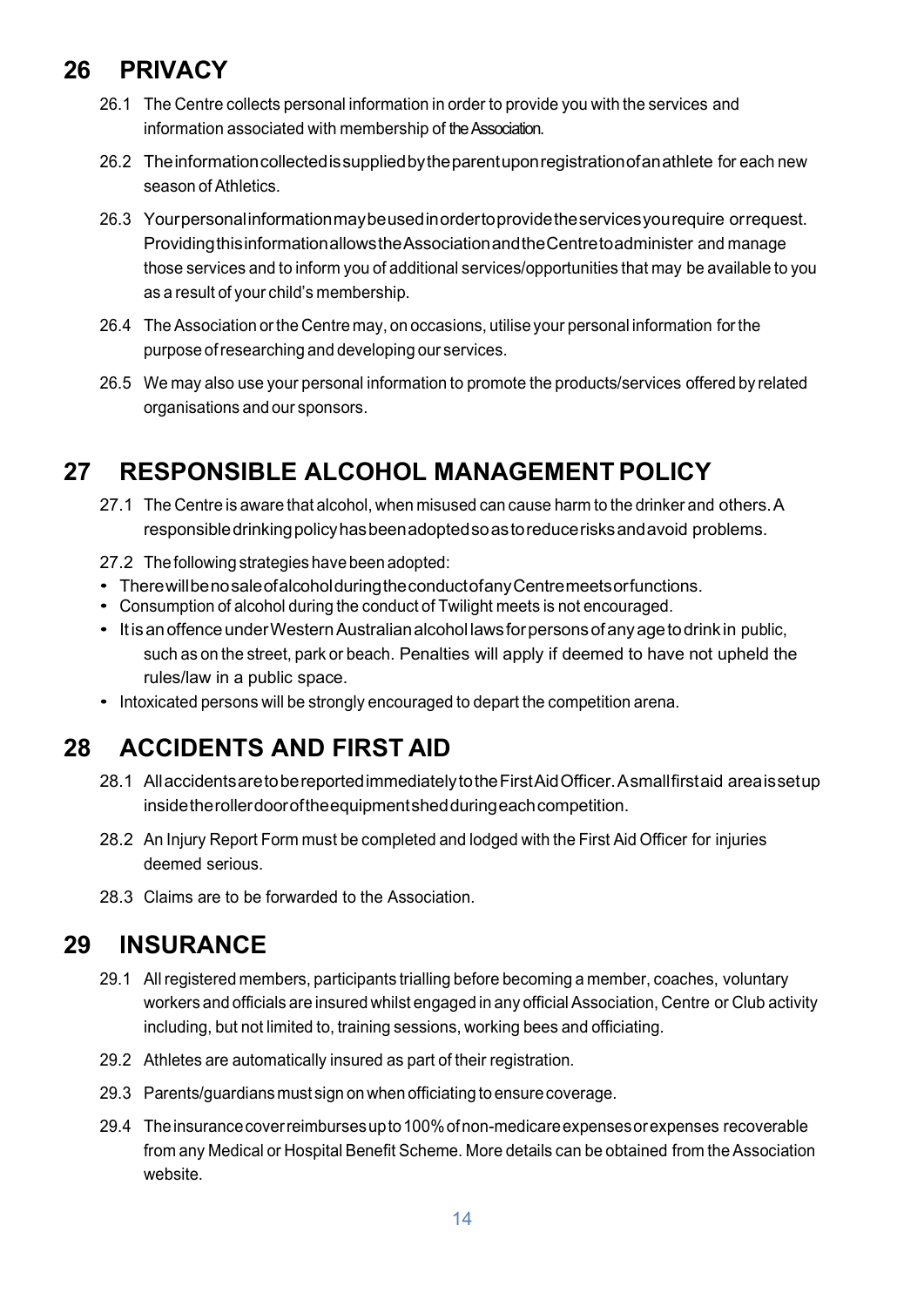## 26 PRIVACY

26.1 The Centre collects personal information in order to provide you with the services and information associated with membership of the Association.

26.2 The information collected is supplied by the parent upon registration of an athlete for each new season of Athletics.

26.3 Your personal information may be used in order to provide the services you require or request. Providing this information allows the Association and the Centre to administer and manage those services and to inform you of additional services/opportunities that may be available to you as a result of your child's membership.

26.4 The Association or the Centre may, on occasions, utilise your personal information for the purpose of researching and developing our services.

26.5 We may also use your personal information to promote the products/services offered by related organisations and our sponsors.

## 27 RESPONSIBLE ALCOHOL MANAGEMENT POLICY

27.1 The Centre is aware that alcohol, when misused can cause harm to the drinker and others. A responsible drinking policy has been adopted so as to reduce risks and avoid problems.

27.2 The following strategies have been adopted:

- There will be no sale of alcohol during the conduct of any Centre meets or functions.
- Consumption of alcohol during the conduct of Twilight meets is not encouraged.
- It is an offence under Western Australian alcohol laws for persons of any age to drink in public, such as on the street, park or beach. Penalties will apply if deemed to have not upheld the rules/law in a public space.
- Intoxicated persons will be strongly encouraged to depart the competition arena.

## 28 ACCIDENTS AND FIRST AID

28.1 All accidents are to be reported immediately to the First Aid Officer. A small first aid area is set up inside the roller door of the equipment shed during each competition.

28.2 An Injury Report Form must be completed and lodged with the First Aid Officer for injuries deemed serious.

28.3 Claims are to be forwarded to the Association.

## 29 INSURANCE

29.1 All registered members, participants trialling before becoming a member, coaches, voluntary workers and officials are insured whilst engaged in any official Association, Centre or Club activity including, but not limited to, training sessions, working bees and officiating.

29.2 Athletes are automatically insured as part of their registration.

29.3 Parents/guardians must sign on when officiating to ensure coverage.

29.4 The insurance cover reimburses up to 100% of non-medicare expenses or expenses recoverable from any Medical or Hospital Benefit Scheme. More details can be obtained from the Association website.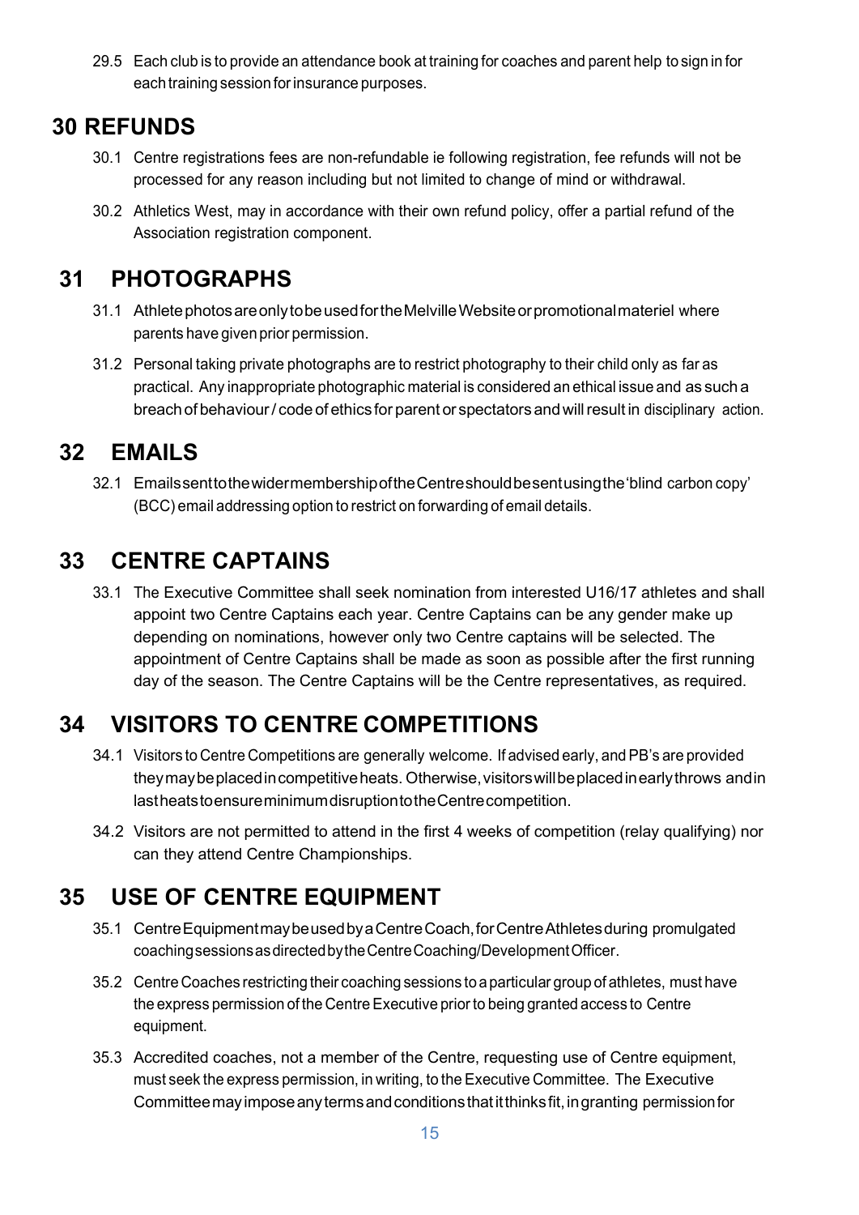29.5 Each club is to provide an attendance book at training for coaches and parent help to sign in for each training session for insurance purposes.

## 30 REFUNDS

30.1 Centre registrations fees are non-refundable ie following registration, fee refunds will not be processed for any reason including but not limited to change of mind or withdrawal.

30.2 Athletics West, may in accordance with their own refund policy, offer a partial refund of the Association registration component.

## 31 PHOTOGRAPHS

31.1 Athlete photos are only to be used for the Melville Website or promotional materiel where parents have given prior permission.

31.2 Personal taking private photographs are to restrict photography to their child only as far as practical. Any inappropriate photographic material is considered an ethical issue and as such a breach of behaviour / code of ethics for parent or spectators and will result in disciplinary action.

## 32 EMAILS

32.1 Emails sent to the wider membership of the Centre should be sent using the 'blind carbon copy' (BCC) email addressing option to restrict on forwarding of email details.

## 33 CENTRE CAPTAINS

33.1 The Executive Committee shall seek nomination from interested U16/17 athletes and shall appoint two Centre Captains each year. Centre Captains can be any gender make up depending on nominations, however only two Centre captains will be selected. The appointment of Centre Captains shall be made as soon as possible after the first running day of the season. The Centre Captains will be the Centre representatives, as required.

## 34 VISITORS TO CENTRE COMPETITIONS

34.1 Visitors to Centre Competitions are generally welcome. If advised early, and PB's are provided they may be placed in competitive heats. Otherwise, visitors will be placed in early throws and in last heats to ensure minimum disruption to the Centre competition.

34.2 Visitors are not permitted to attend in the first 4 weeks of competition (relay qualifying) nor can they attend Centre Championships.

## 35 USE OF CENTRE EQUIPMENT

35.1 Centre Equipment may be used by a Centre Coach, for Centre Athletes during promulgated coaching sessions as directed by the Centre Coaching/Development Officer.

35.2 Centre Coaches restricting their coaching sessions to a particular group of athletes, must have the express permission of the Centre Executive prior to being granted access to Centre equipment.

35.3 Accredited coaches, not a member of the Centre, requesting use of Centre equipment, must seek the express permission, in writing, to the Executive Committee. The Executive Committee may impose any terms and conditions that it thinks fit, in granting permission for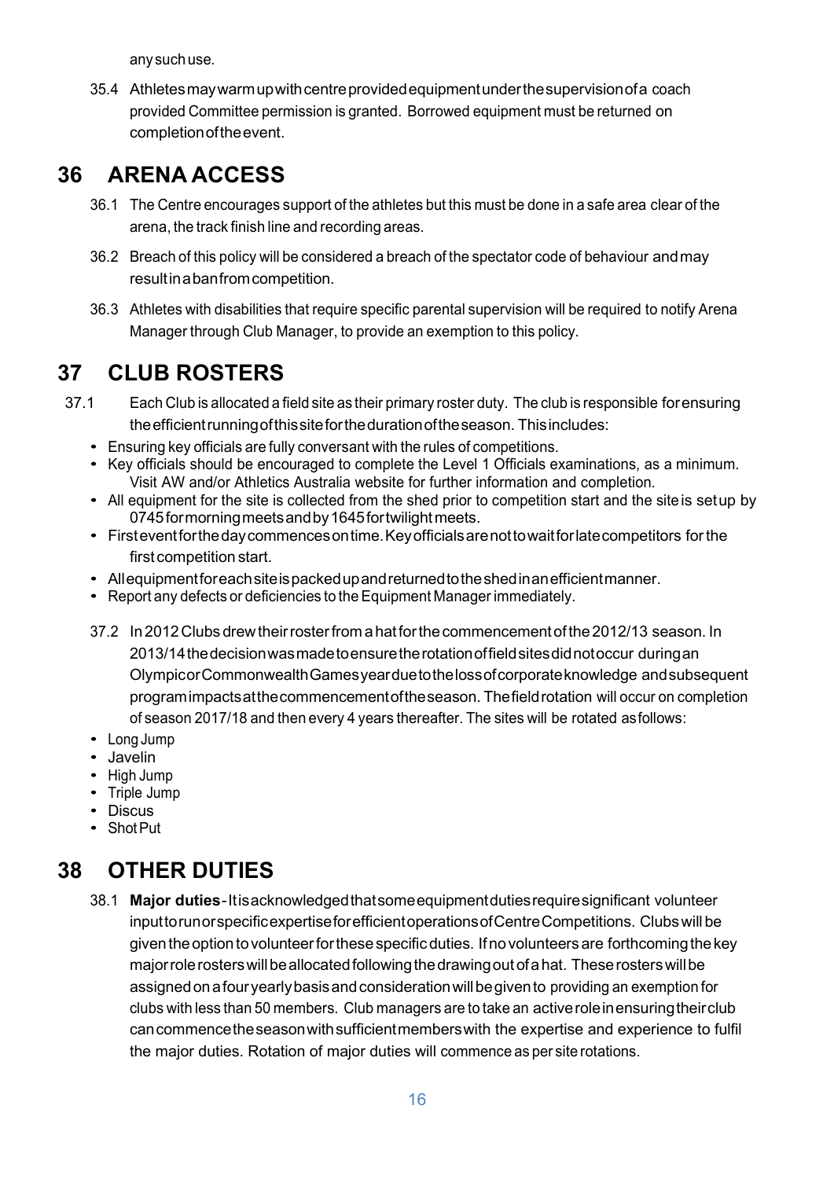any such use.

35.4 Athletes may warm up with centre provided equipment under the supervision of a coach provided Committee permission is granted. Borrowed equipment must be returned on completion of the event.

## 36 ARENA ACCESS

36.1 The Centre encourages support of the athletes but this must be done in a safe area clear of the arena, the track finish line and recording areas.

36.2 Breach of this policy will be considered a breach of the spectator code of behaviour and may result in a ban from competition.

36.3 Athletes with disabilities that require specific parental supervision will be required to notify Arena Manager through Club Manager, to provide an exemption to this policy.

## 37 CLUB ROSTERS

37.1 Each Club is allocated a field site as their primary roster duty. The club is responsible for ensuring the efficient running of this site for the duration of the season. This includes:

- Ensuring key officials are fully conversant with the rules of competitions.
- Key officials should be encouraged to complete the Level 1 Officials examinations, as a minimum. Visit AW and/or Athletics Australia website for further information and completion.
- All equipment for the site is collected from the shed prior to competition start and the site is set up by 0745 for morning meets and by 1645 for twilight meets.
- First event for the day commences on time. Key officials are not to wait for late competitors for the first competition start.
- All equipment for each site is packed up and returned to the shed in an efficient manner.
- Report any defects or deficiencies to the Equipment Manager immediately.

37.2 In 2012 Clubs drew their roster from a hat for the commencement of the 2012/13 season. In 2013/14 the decision was made to ensure the rotation of field sites did not occur during an Olympic or Commonwealth Games year due to the loss of corporate knowledge and subsequent program impacts at the commencement of the season. The field rotation will occur on completion of season 2017/18 and then every 4 years thereafter. The sites will be rotated as follows:

- Long Jump
- Javelin
- High Jump
- Triple Jump
- Discus
- Shot Put

## 38 OTHER DUTIES

38.1 **Major duties** - It is acknowledged that some equipment duties require significant volunteer input to run or specific expertise for efficient operations of Centre Competitions. Clubs will be given the option to volunteer for these specific duties. If no volunteers are forthcoming the key major role rosters will be allocated following the drawing out of a hat. These rosters will be assigned on a four yearly basis and consideration will be given to providing an exemption for clubs with less than 50 members. Club managers are to take an active role in ensuring their club can commence the season with sufficient members with the expertise and experience to fulfil the major duties. Rotation of major duties will commence as per site rotations.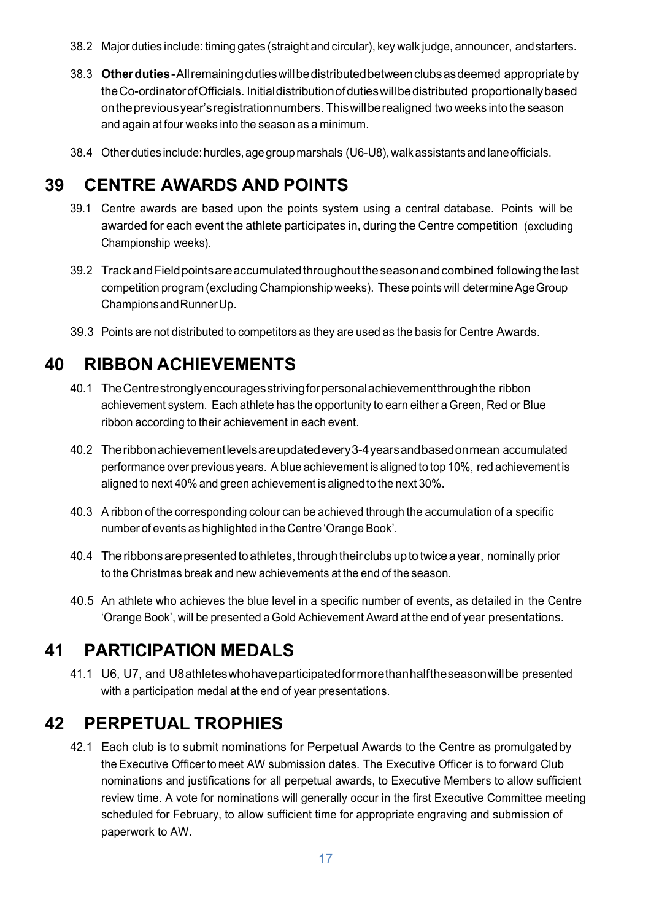38.2 Major duties include: timing gates (straight and circular), key walk judge, announcer, and starters.

38.3 **Other duties** - All remaining duties will be distributed between clubs as deemed appropriate by the Co-ordinator of Officials. Initial distribution of duties will be distributed proportionally based on the previous year's registration numbers. This will be realigned two weeks into the season and again at four weeks into the season as a minimum.

38.4 Other duties include: hurdles, age group marshals (U6-U8), walk assistants and lane officials.

## 39 CENTRE AWARDS AND POINTS

39.1 Centre awards are based upon the points system using a central database. Points will be awarded for each event the athlete participates in, during the Centre competition (excluding Championship weeks).

39.2 Track and Field points are accumulated throughout the season and combined following the last competition program (excluding Championship weeks). These points will determine Age Group Champions and Runner Up.

39.3 Points are not distributed to competitors as they are used as the basis for Centre Awards.

## 40 RIBBON ACHIEVEMENTS

40.1 The Centre strongly encourages striving for personal achievement through the ribbon achievement system. Each athlete has the opportunity to earn either a Green, Red or Blue ribbon according to their achievement in each event.

40.2 The ribbon achievement levels are updated every 3-4 years and based on mean accumulated performance over previous years. A blue achievement is aligned to top 10%, red achievement is aligned to next 40% and green achievement is aligned to the next 30%.

40.3 A ribbon of the corresponding colour can be achieved through the accumulation of a specific number of events as highlighted in the Centre 'Orange Book'.

40.4 The ribbons are presented to athletes, through their clubs up to twice a year, nominally prior to the Christmas break and new achievements at the end of the season.

40.5 An athlete who achieves the blue level in a specific number of events, as detailed in the Centre 'Orange Book', will be presented a Gold Achievement Award at the end of year presentations.

## 41 PARTICIPATION MEDALS

41.1 U6, U7, and U8 athletes who have participated for more than half the season will be presented with a participation medal at the end of year presentations.

## 42 PERPETUAL TROPHIES

42.1 Each club is to submit nominations for Perpetual Awards to the Centre as promulgated by the Executive Officer to meet AW submission dates. The Executive Officer is to forward Club nominations and justifications for all perpetual awards, to Executive Members to allow sufficient review time. A vote for nominations will generally occur in the first Executive Committee meeting scheduled for February, to allow sufficient time for appropriate engraving and submission of paperwork to AW.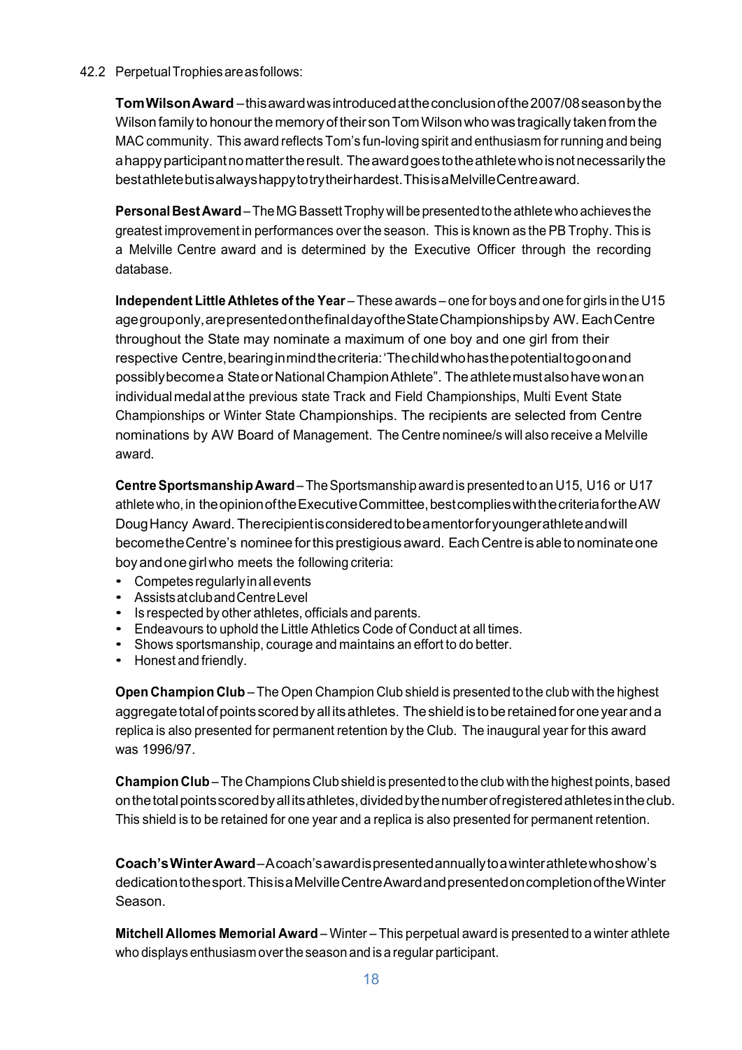42.2 Perpetual Trophies are as follows:

**Tom Wilson Award** – this award was introduced at the conclusion of the 2007/08 season by the Wilson family to honour the memory of their son Tom Wilson who was tragically taken from the MAC community. This award reflects Tom's fun-loving spirit and enthusiasm for running and being a happy participant no matter the result. The award goes to the athlete who is not necessarily the best athlete but is always happy to try their hardest. This is a Melville Centre award.

**Personal Best Award** – The MG Bassett Trophy will be presented to the athlete who achieves the greatest improvement in performances over the season. This is known as the PB Trophy. This is a Melville Centre award and is determined by the Executive Officer through the recording database.

**Independent Little Athletes of the Year** – These awards – one for boys and one for girls in the U15 age group only, are presented on the final day of the State Championships by AW. Each Centre throughout the State may nominate a maximum of one boy and one girl from their respective Centre, bearing in mind the criteria: 'The child who has the potential to go on and possibly become a State or National Champion Athlete". The athlete must also have won an individual medal at the previous state Track and Field Championships, Multi Event State Championships or Winter State Championships. The recipients are selected from Centre nominations by AW Board of Management. The Centre nominee/s will also receive a Melville award.

**Centre Sportsmanship Award** – The Sportsmanship award is presented to an U15, U16 or U17 athlete who, in the opinion of the Executive Committee, best complies with the criteria for the AW Doug Hancy Award. The recipient is considered to be a mentor for younger athlete and will become the Centre's nominee for this prestigious award. Each Centre is able to nominate one boy and one girl who meets the following criteria:

- Competes regularly in all events
- Assists at club and Centre Level
- Is respected by other athletes, officials and parents.
- Endeavours to uphold the Little Athletics Code of Conduct at all times.
- Shows sportsmanship, courage and maintains an effort to do better.
- Honest and friendly.

**Open Champion Club** – The Open Champion Club shield is presented to the club with the highest aggregate total of points scored by all its athletes. The shield is to be retained for one year and a replica is also presented for permanent retention by the Club. The inaugural year for this award was 1996/97.

**Champion Club** – The Champions Club shield is presented to the club with the highest points, based on the total points scored by all its athletes, divided by the number of registered athletes in the club. This shield is to be retained for one year and a replica is also presented for permanent retention.

**Coach's Winter Award** – A coach's award is presented annually to a winter athlete who show's dedication to the sport. This is a Melville Centre Award and presented on completion of the Winter Season.

**Mitchell Allomes Memorial Award** – Winter – This perpetual award is presented to a winter athlete who displays enthusiasm over the season and is a regular participant.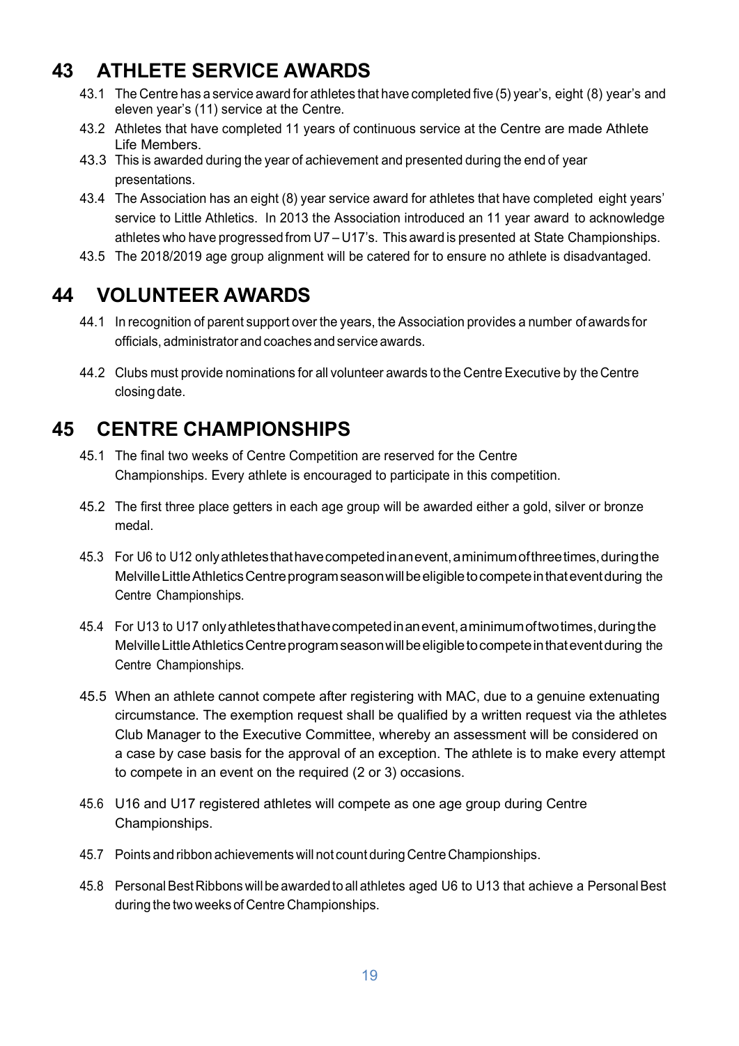## 43 ATHLETE SERVICE AWARDS

43.1 The Centre has a service award for athletes that have completed five (5) year's, eight (8) year's and eleven year's (11) service at the Centre.

43.2 Athletes that have completed 11 years of continuous service at the Centre are made Athlete Life Members.

43.3 This is awarded during the year of achievement and presented during the end of year presentations.

43.4 The Association has an eight (8) year service award for athletes that have completed eight years' service to Little Athletics. In 2013 the Association introduced an 11 year award to acknowledge athletes who have progressed from U7 – U17's. This award is presented at State Championships.

43.5 The 2018/2019 age group alignment will be catered for to ensure no athlete is disadvantaged.

## 44 VOLUNTEER AWARDS

44.1 In recognition of parent support over the years, the Association provides a number of awards for officials, administrator and coaches and service awards.

44.2 Clubs must provide nominations for all volunteer awards to the Centre Executive by the Centre closing date.

## 45 CENTRE CHAMPIONSHIPS

45.1 The final two weeks of Centre Competition are reserved for the Centre Championships. Every athlete is encouraged to participate in this competition.

45.2 The first three place getters in each age group will be awarded either a gold, silver or bronze medal.

45.3 For U6 to U12 only athletes that have competed in an event, a minimum of three times, during the Melville Little Athletics Centre program season will be eligible to compete in that event during the Centre Championships.

45.4 For U13 to U17 only athletes that have competed in an event, a minimum of two times, during the Melville Little Athletics Centre program season will be eligible to compete in that event during the Centre Championships.

45.5 When an athlete cannot compete after registering with MAC, due to a genuine extenuating circumstance. The exemption request shall be qualified by a written request via the athletes Club Manager to the Executive Committee, whereby an assessment will be considered on a case by case basis for the approval of an exception. The athlete is to make every attempt to compete in an event on the required (2 or 3) occasions.

45.6 U16 and U17 registered athletes will compete as one age group during Centre Championships.

45.7 Points and ribbon achievements will not count during Centre Championships.

45.8 Personal Best Ribbons will be awarded to all athletes aged U6 to U13 that achieve a Personal Best during the two weeks of Centre Championships.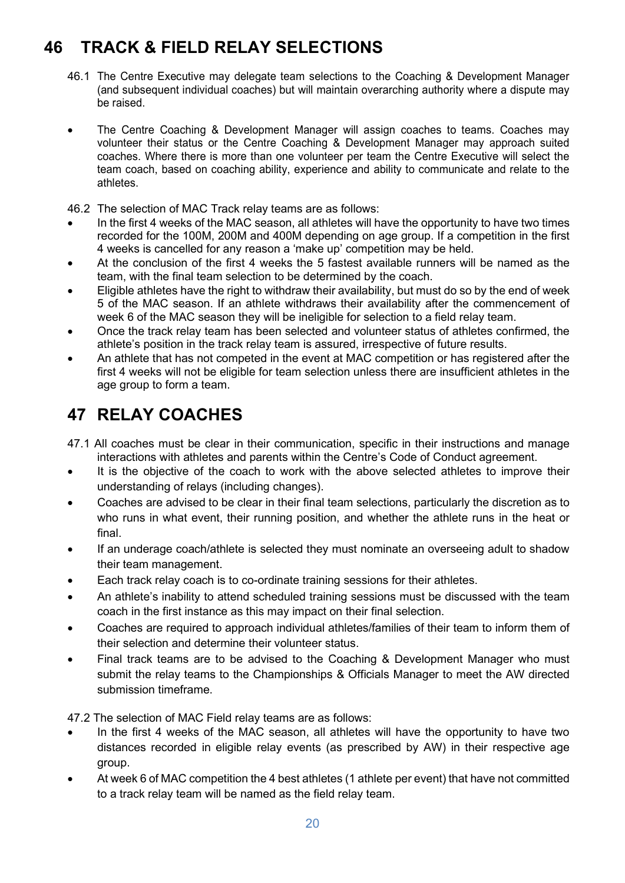# 46 TRACK & FIELD RELAY SELECTIONS

46.1 The Centre Executive may delegate team selections to the Coaching & Development Manager (and subsequent individual coaches) but will maintain overarching authority where a dispute may be raised.

- The Centre Coaching & Development Manager will assign coaches to teams. Coaches may volunteer their status or the Centre Coaching & Development Manager may approach suited coaches. Where there is more than one volunteer per team the Centre Executive will select the team coach, based on coaching ability, experience and ability to communicate and relate to the athletes.

46.2 The selection of MAC Track relay teams are as follows:

- In the first 4 weeks of the MAC season, all athletes will have the opportunity to have two times recorded for the 100M, 200M and 400M depending on age group. If a competition in the first 4 weeks is cancelled for any reason a 'make up' competition may be held.
- At the conclusion of the first 4 weeks the 5 fastest available runners will be named as the team, with the final team selection to be determined by the coach.
- Eligible athletes have the right to withdraw their availability, but must do so by the end of week 5 of the MAC season. If an athlete withdraws their availability after the commencement of week 6 of the MAC season they will be ineligible for selection to a field relay team.
- Once the track relay team has been selected and volunteer status of athletes confirmed, the athlete's position in the track relay team is assured, irrespective of future results.
- An athlete that has not competed in the event at MAC competition or has registered after the first 4 weeks will not be eligible for team selection unless there are insufficient athletes in the age group to form a team.

# 47 RELAY COACHES

47.1 All coaches must be clear in their communication, specific in their instructions and manage interactions with athletes and parents within the Centre's Code of Conduct agreement.

- It is the objective of the coach to work with the above selected athletes to improve their understanding of relays (including changes).
- Coaches are advised to be clear in their final team selections, particularly the discretion as to who runs in what event, their running position, and whether the athlete runs in the heat or final.
- If an underage coach/athlete is selected they must nominate an overseeing adult to shadow their team management.
- Each track relay coach is to co-ordinate training sessions for their athletes.
- An athlete's inability to attend scheduled training sessions must be discussed with the team coach in the first instance as this may impact on their final selection.
- Coaches are required to approach individual athletes/families of their team to inform them of their selection and determine their volunteer status.
- Final track teams are to be advised to the Coaching & Development Manager who must submit the relay teams to the Championships & Officials Manager to meet the AW directed submission timeframe.

47.2 The selection of MAC Field relay teams are as follows:

- In the first 4 weeks of the MAC season, all athletes will have the opportunity to have two distances recorded in eligible relay events (as prescribed by AW) in their respective age group.
- At week 6 of MAC competition the 4 best athletes (1 athlete per event) that have not committed to a track relay team will be named as the field relay team.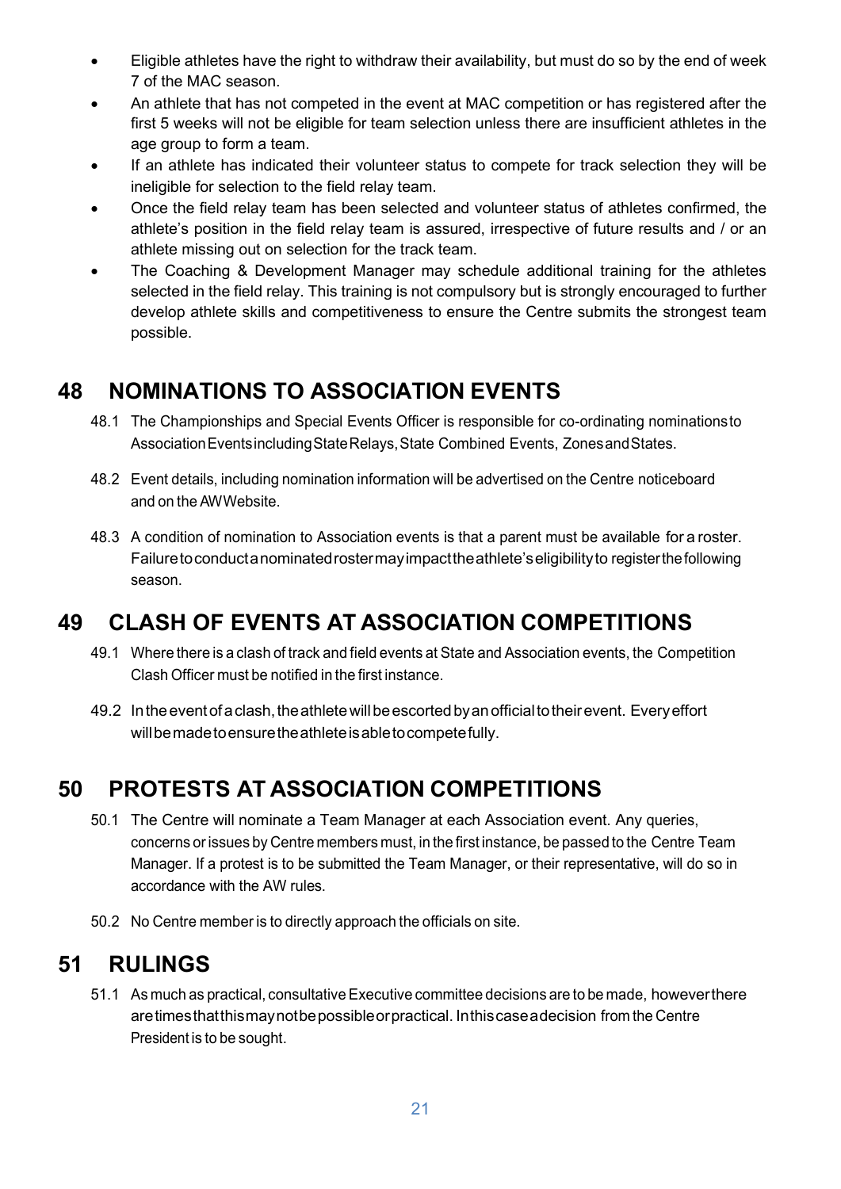- Eligible athletes have the right to withdraw their availability, but must do so by the end of week 7 of the MAC season.
- An athlete that has not competed in the event at MAC competition or has registered after the first 5 weeks will not be eligible for team selection unless there are insufficient athletes in the age group to form a team.
- If an athlete has indicated their volunteer status to compete for track selection they will be ineligible for selection to the field relay team.
- Once the field relay team has been selected and volunteer status of athletes confirmed, the athlete's position in the field relay team is assured, irrespective of future results and / or an athlete missing out on selection for the track team.
- The Coaching & Development Manager may schedule additional training for the athletes selected in the field relay. This training is not compulsory but is strongly encouraged to further develop athlete skills and competitiveness to ensure the Centre submits the strongest team possible.

## 48 NOMINATIONS TO ASSOCIATION EVENTS

48.1 The Championships and Special Events Officer is responsible for co-ordinating nominations to Association Events including State Relays, State Combined Events, Zones and States.

48.2 Event details, including nomination information will be advertised on the Centre noticeboard and on the AW Website.

48.3 A condition of nomination to Association events is that a parent must be available for a roster. Failure to conduct a nominated roster may impact the athlete's eligibility to register the following season.

## 49 CLASH OF EVENTS AT ASSOCIATION COMPETITIONS

49.1 Where there is a clash of track and field events at State and Association events, the Competition Clash Officer must be notified in the first instance.

49.2 In the event of a clash, the athlete will be escorted by an official to their event. Every effort will be made to ensure the athlete is able to compete fully.

## 50 PROTESTS AT ASSOCIATION COMPETITIONS

50.1 The Centre will nominate a Team Manager at each Association event. Any queries, concerns or issues by Centre members must, in the first instance, be passed to the Centre Team Manager. If a protest is to be submitted the Team Manager, or their representative, will do so in accordance with the AW rules.

50.2 No Centre member is to directly approach the officials on site.

## 51 RULINGS

51.1 As much as practical, consultative Executive committee decisions are to be made, however there are times that this may not be possible or practical. In this case a decision from the Centre President is to be sought.